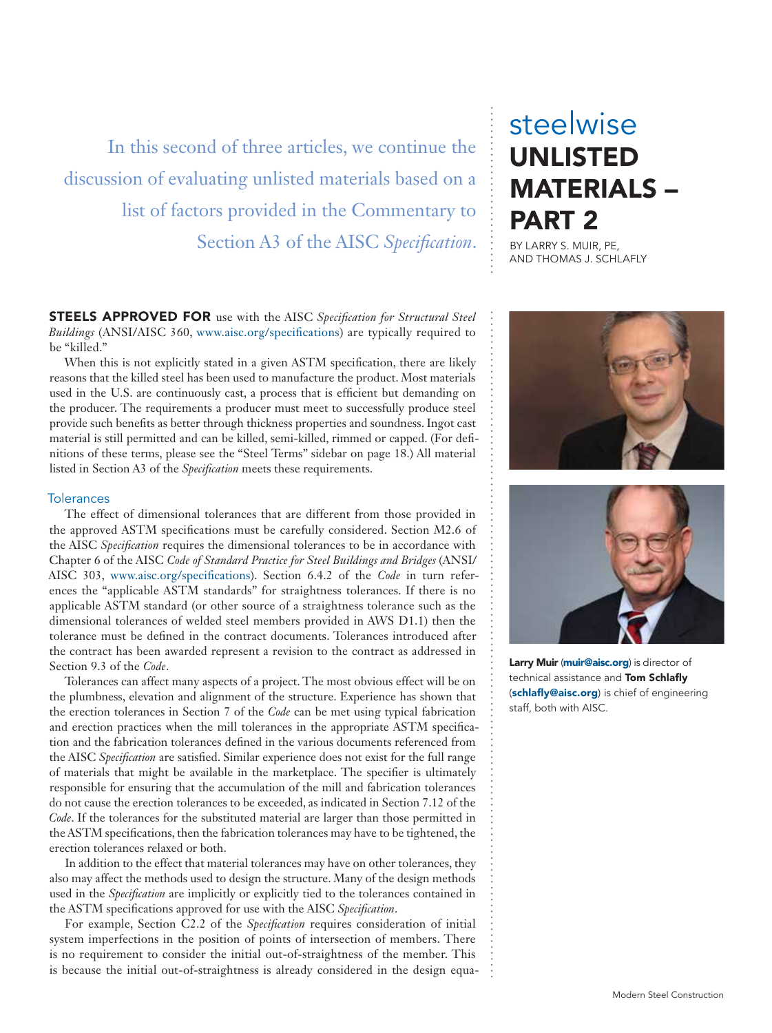# steelwise

# UNLISTED MATERIALS – PART 2

BY LARRY S. MUIR, PE, AND THOMAS J. SCHLAFLY

*In this second of three articles, we continue the discussion of evaluating unlisted materials based on a list of factors provided in the Commentary to Section A3 of the AISC Specification.*

**Larry Muir** (**muir@aisc.org**) is director of technical assistance and **Tom Schlafly** (**schlafly@aisc.org**) is chief of engineering staff, both with AISC.

**STEELS APPROVED FOR** use with the AISC *Specification for Structural Steel Buildings* (ANSI/AISC 360, www.aisc.org/specifications) are typically required to be "killed."

When this is not explicitly stated in a given ASTM specification, there are likely reasons that the killed steel has been used to manufacture the product. Most materials used in the U.S. are continuously cast, a process that is efficient but demanding on the producer. The requirements a producer must meet to successfully produce steel provide such benefits as better through thickness properties and soundness. Ingot cast material is still permitted and can be killed, semi-killed, rimmed or capped. (For definitions of these terms, please see the "Steel Terms" sidebar on page 18.) All material listed in Section A3 of the *Specification* meets these requirements.

## Tolerances

The effect of dimensional tolerances that are different from those provided in the approved ASTM specifications must be carefully considered. Section M2.6 of the AISC *Specification* requires the dimensional tolerances to be in accordance with Chapter 6 of the AISC *Code of Standard Practice for Steel Buildings and Bridges* (ANSI/AISC 303, www.aisc.org/specifications). Section 6.4.2 of the *Code* in turn references the "applicable ASTM standards" for straightness tolerances. If there is no applicable ASTM standard (or other source of a straightness tolerance such as the dimensional tolerances of welded steel members provided in AWS D1.1) then the tolerance must be defined in the contract documents. Tolerances introduced after the contract has been awarded represent a revision to the contract as addressed in Section 9.3 of the *Code*.

Tolerances can affect many aspects of a project. The most obvious effect will be on the plumbness, elevation and alignment of the structure. Experience has shown that the erection tolerances in Section 7 of the *Code* can be met using typical fabrication and erection practices when the mill tolerances in the appropriate ASTM specification and the fabrication tolerances defined in the various documents referenced from the AISC *Specification* are satisfied. Similar experience does not exist for the full range of materials that might be available in the marketplace. The specifier is ultimately responsible for ensuring that the accumulation of the mill and fabrication tolerances do not cause the erection tolerances to be exceeded, as indicated in Section 7.12 of the *Code*. If the tolerances for the substituted material are larger than those permitted in the ASTM specifications, then the fabrication tolerances may have to be tightened, the erection tolerances relaxed or both.

In addition to the effect that material tolerances may have on other tolerances, they also may affect the methods used to design the structure. Many of the design methods used in the *Specification* are implicitly or explicitly tied to the tolerances contained in the ASTM specifications approved for use with the AISC *Specification*.

For example, Section C2.2 of the *Specification* requires consideration of initial system imperfections in the position of points of intersection of members. There is no requirement to consider the initial out-of-straightness of the member. This is because the initial out-of-straightness is already considered in the design equa-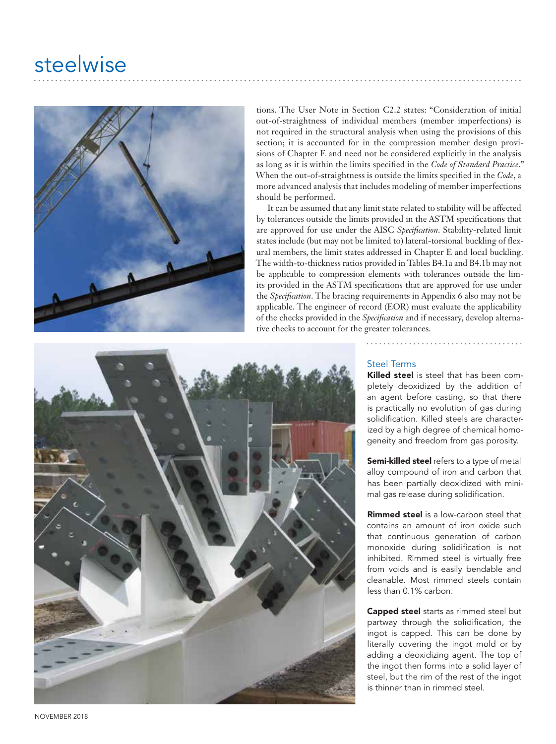tions. The User Note in Section C2.2 states: "Consideration of initial out-of-straightness of individual members (member imperfections) is not required in the structural analysis when using the provisions of this section; it is accounted for in the compression member design provisions of Chapter E and need not be considered explicitly in the analysis as long as it is within the limits specified in the *Code of Standard Practice*." When the out-of-straightness is outside the limits specified in the *Code*, a more advanced analysis that includes modeling of member imperfections should be performed.

It can be assumed that any limit state related to stability will be affected by tolerances outside the limits provided in the ASTM specifications that are approved for use under the AISC *Specification*. Stability-related limit states include (but may not be limited to) lateral-torsional buckling of flexural members, the limit states addressed in Chapter E and local buckling. The width-to-thickness ratios provided in Tables B4.1a and B4.1b may not be applicable to compression elements with tolerances outside the limits provided in the ASTM specifications that are approved for use under the *Specification*. The bracing requirements in Appendix 6 also may not be applicable. The engineer of record (EOR) must evaluate the applicability of the checks provided in the *Specification* and if necessary, develop alternative checks to account for the greater tolerances.

## Steel Terms

**Killed steel** is steel that has been completely deoxidized by the addition of an agent before casting, so that there is practically no evolution of gas during solidification. Killed steels are characterized by a high degree of chemical homogeneity and freedom from gas porosity.

**Semi-killed steel** refers to a type of metal alloy compound of iron and carbon that has been partially deoxidized with minimal gas release during solidification.

**Rimmed steel** is a low-carbon steel that contains an amount of iron oxide such that continuous generation of carbon monoxide during solidification is not inhibited. Rimmed steel is virtually free from voids and is easily bendable and cleanable. Most rimmed steels contain less than 0.1% carbon.

**Capped steel** starts as rimmed steel but partway through the solidification, the ingot is capped. This can be done by literally covering the ingot mold or by adding a deoxidizing agent. The top of the ingot then forms into a solid layer of steel, but the rim of the rest of the ingot is thinner than in rimmed steel.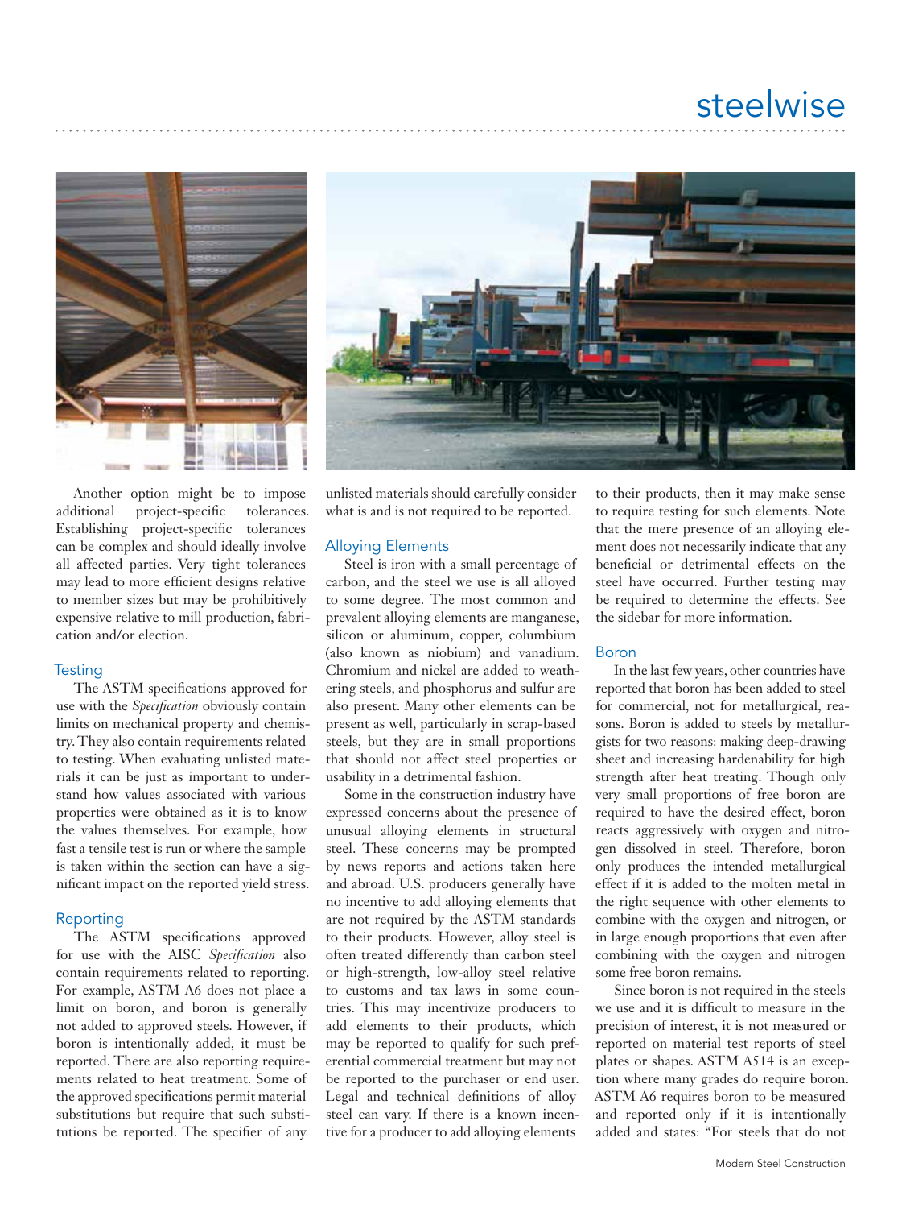Another option might be to impose additional project-specific tolerances. Establishing project-specific tolerances can be complex and should ideally involve all affected parties. Very tight tolerances may lead to more efficient designs relative to member sizes but may be prohibitively expensive relative to mill production, fabrication and/or election.

### Testing

The ASTM specifications approved for use with the *Specification* obviously contain limits on mechanical property and chemistry. They also contain requirements related to testing. When evaluating unlisted materials it can be just as important to understand how values associated with various properties were obtained as it is to know the values themselves. For example, how fast a tensile test is run or where the sample is taken within the section can have a significant impact on the reported yield stress.

### Reporting

The ASTM specifications approved for use with the AISC *Specification* also contain requirements related to reporting. For example, ASTM A6 does not place a limit on boron, and boron is generally not added to approved steels. However, if boron is intentionally added, it must be reported. There are also reporting requirements related to heat treatment. Some of the approved specifications permit material substitutions but require that such substitutions be reported. The specifier of any unlisted materials should carefully consider what is and is not required to be reported.

### Alloying Elements

Steel is iron with a small percentage of carbon, and the steel we use is all alloyed to some degree. The most common and prevalent alloying elements are manganese, silicon or aluminum, copper, columbium (also known as niobium) and vanadium. Chromium and nickel are added to weathering steels, and phosphorus and sulfur are also present. Many other elements can be present as well, particularly in scrap-based steels, but they are in small proportions that should not affect steel properties or usability in a detrimental fashion.

Some in the construction industry have expressed concerns about the presence of unusual alloying elements in structural steel. These concerns may be prompted by news reports and actions taken here and abroad. U.S. producers generally have no incentive to add alloying elements that are not required by the ASTM standards to their products. However, alloy steel is often treated differently than carbon steel or high-strength, low-alloy steel relative to customs and tax laws in some countries. This may incentivize producers to add elements to their products, which may be reported to qualify for such preferential commercial treatment but may not be reported to the purchaser or end user. Legal and technical definitions of alloy steel can vary. If there is a known incentive for a producer to add alloying elements to their products, then it may make sense to require testing for such elements. Note that the mere presence of an alloying element does not necessarily indicate that any beneficial or detrimental effects on the steel have occurred. Further testing may be required to determine the effects. See the sidebar for more information.

### Boron

In the last few years, other countries have reported that boron has been added to steel for commercial, not for metallurgical, reasons. Boron is added to steels by metallurgists for two reasons: making deep-drawing sheet and increasing hardenability for high strength after heat treating. Though only very small proportions of free boron are required to have the desired effect, boron reacts aggressively with oxygen and nitrogen dissolved in steel. Therefore, boron only produces the intended metallurgical effect if it is added to the molten metal in the right sequence with other elements to combine with the oxygen and nitrogen, or in large enough proportions that even after combining with the oxygen and nitrogen some free boron remains.

Since boron is not required in the steels we use and it is difficult to measure in the precision of interest, it is not measured or reported on material test reports of steel plates or shapes. ASTM A514 is an exception where many grades do require boron. ASTM A6 requires boron to be measured and reported only if it is intentionally added and states: "For steels that do not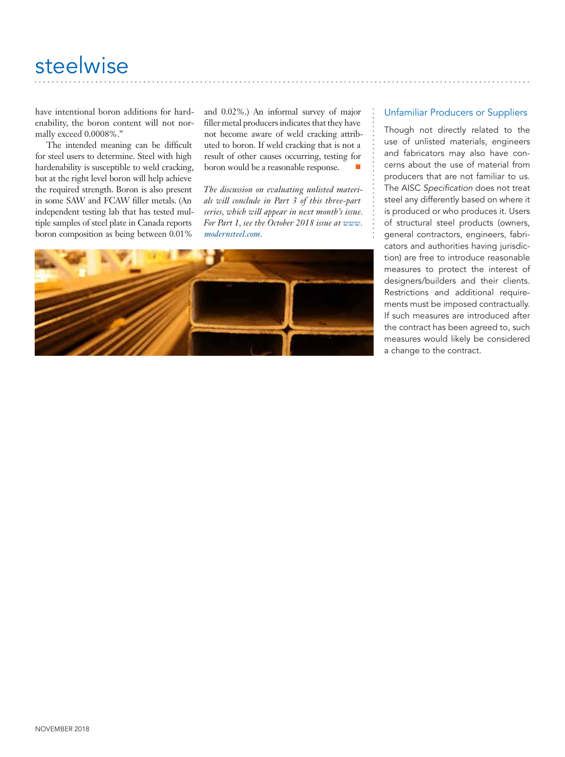have intentional boron additions for hardenability, the boron content will not normally exceed 0.0008%."

The intended meaning can be difficult for steel users to determine. Steel with high hardenability is susceptible to weld cracking, but at the right level boron will help achieve the required strength. Boron is also present in some SAW and FCAW filler metals. (An independent testing lab that has tested multiple samples of steel plate in Canada reports boron composition as being between 0.01% and 0.02%.) An informal survey of major filler metal producers indicates that they have not become aware of weld cracking attributed to boron. If weld cracking that is not a result of other causes occurring, testing for boron would be a reasonable response. ■

*The discussion on evaluating unlisted materials will conclude in Part 3 of this three-part series, which will appear in next month's issue. For Part 1, see the October 2018 issue at www.modernsteel.com.*

## Unfamiliar Producers or Suppliers

Though not directly related to the use of unlisted materials, engineers and fabricators may also have concerns about the use of material from producers that are not familiar to us. The AISC *Specification* does not treat steel any differently based on where it is produced or who produces it. Users of structural steel products (owners, general contractors, engineers, fabricators and authorities having jurisdiction) are free to introduce reasonable measures to protect the interest of designers/builders and their clients. Restrictions and additional requirements must be imposed contractually. If such measures are introduced after the contract has been agreed to, such measures would likely be considered a change to the contract.